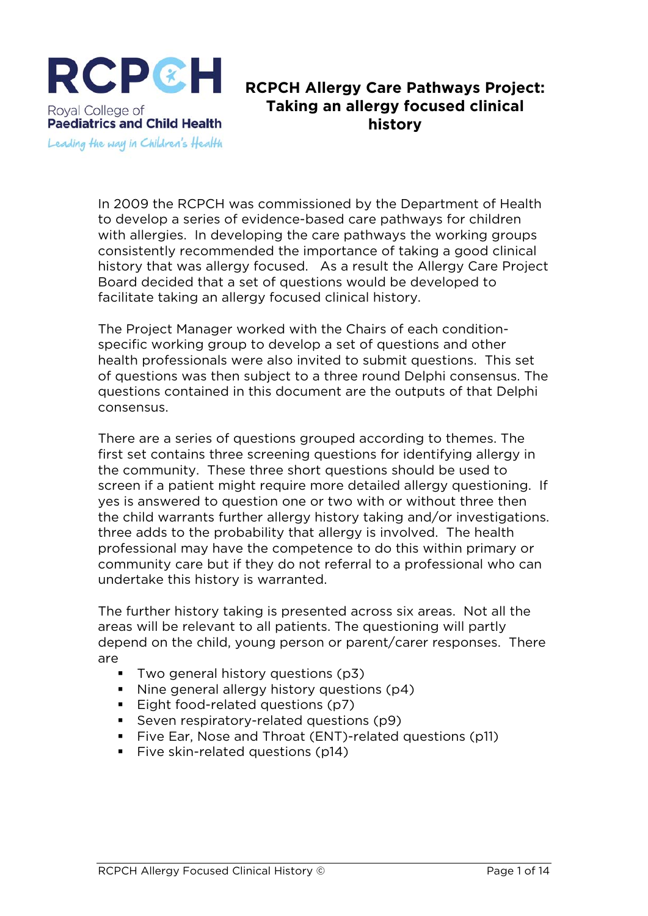RCPCH

Royal College of
**Paediatrics and Child Health**

*Leading the way in Children's Health*

# RCPCH Allergy Care Pathways Project: Taking an allergy focused clinical history

In 2009 the RCPCH was commissioned by the Department of Health to develop a series of evidence-based care pathways for children with allergies. In developing the care pathways the working groups consistently recommended the importance of taking a good clinical history that was allergy focused. As a result the Allergy Care Project Board decided that a set of questions would be developed to facilitate taking an allergy focused clinical history.

The Project Manager worked with the Chairs of each condition-specific working group to develop a set of questions and other health professionals were also invited to submit questions. This set of questions was then subject to a three round Delphi consensus. The questions contained in this document are the outputs of that Delphi consensus.

There are a series of questions grouped according to themes. The first set contains three screening questions for identifying allergy in the community. These three short questions should be used to screen if a patient might require more detailed allergy questioning. If yes is answered to question one or two with or without three then the child warrants further allergy history taking and/or investigations. three adds to the probability that allergy is involved. The health professional may have the competence to do this within primary or community care but if they do not referral to a professional who can undertake this history is warranted.

The further history taking is presented across six areas. Not all the areas will be relevant to all patients. The questioning will partly depend on the child, young person or parent/carer responses. There are

- Two general history questions (p3)
- Nine general allergy history questions (p4)
- Eight food-related questions (p7)
- Seven respiratory-related questions (p9)
- Five Ear, Nose and Throat (ENT)-related questions (p11)
- Five skin-related questions (p14)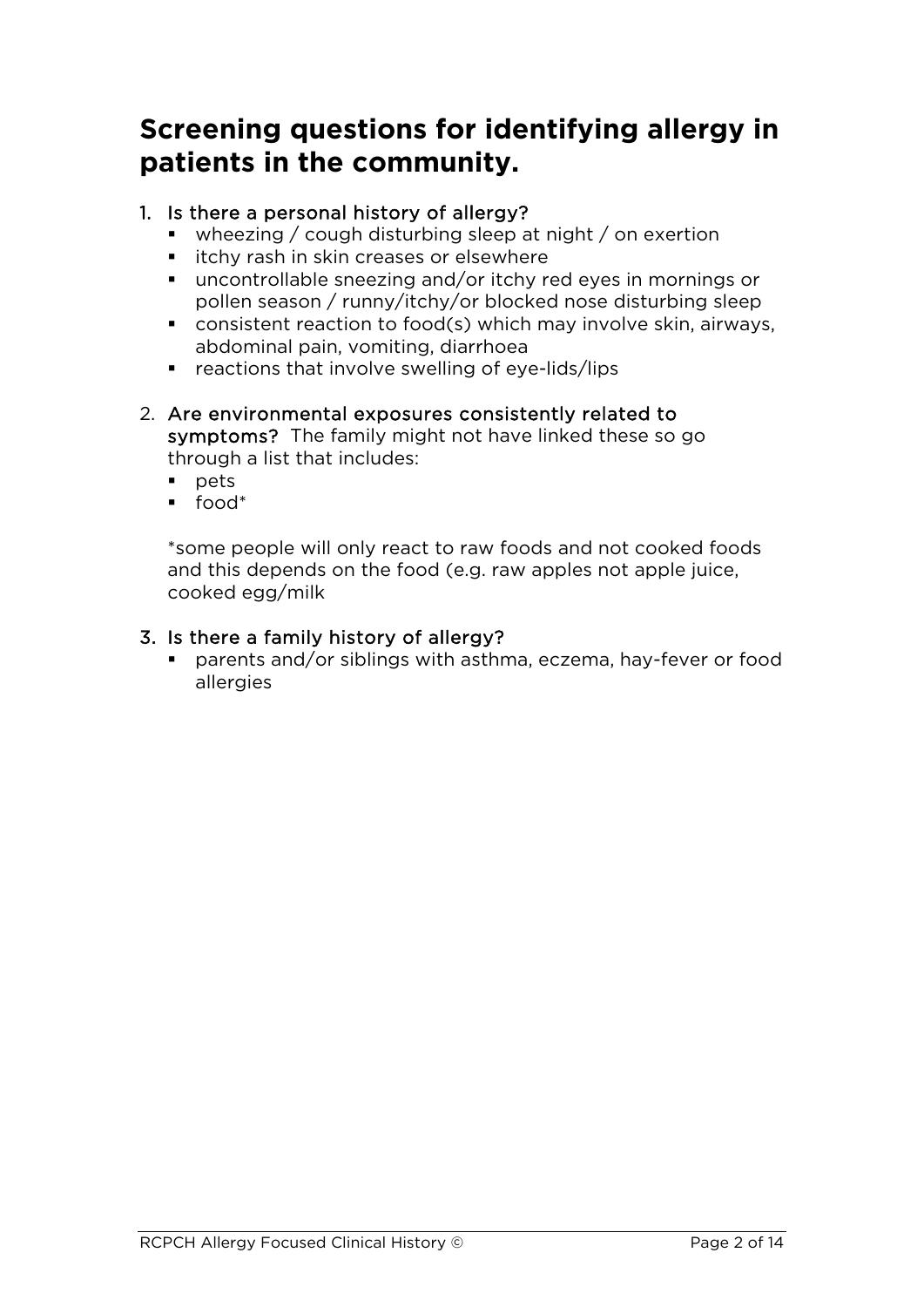# Screening questions for identifying allergy in patients in the community.

1. Is there a personal history of allergy?
   - wheezing / cough disturbing sleep at night / on exertion
   - itchy rash in skin creases or elsewhere
   - uncontrollable sneezing and/or itchy red eyes in mornings or pollen season / runny/itchy/or blocked nose disturbing sleep
   - consistent reaction to food(s) which may involve skin, airways, abdominal pain, vomiting, diarrhoea
   - reactions that involve swelling of eye-lids/lips

2. Are environmental exposures consistently related to symptoms? The family might not have linked these so go through a list that includes:
   - pets
   - food*

   *some people will only react to raw foods and not cooked foods and this depends on the food (e.g. raw apples not apple juice, cooked egg/milk

3. Is there a family history of allergy?
   - parents and/or siblings with asthma, eczema, hay-fever or food allergies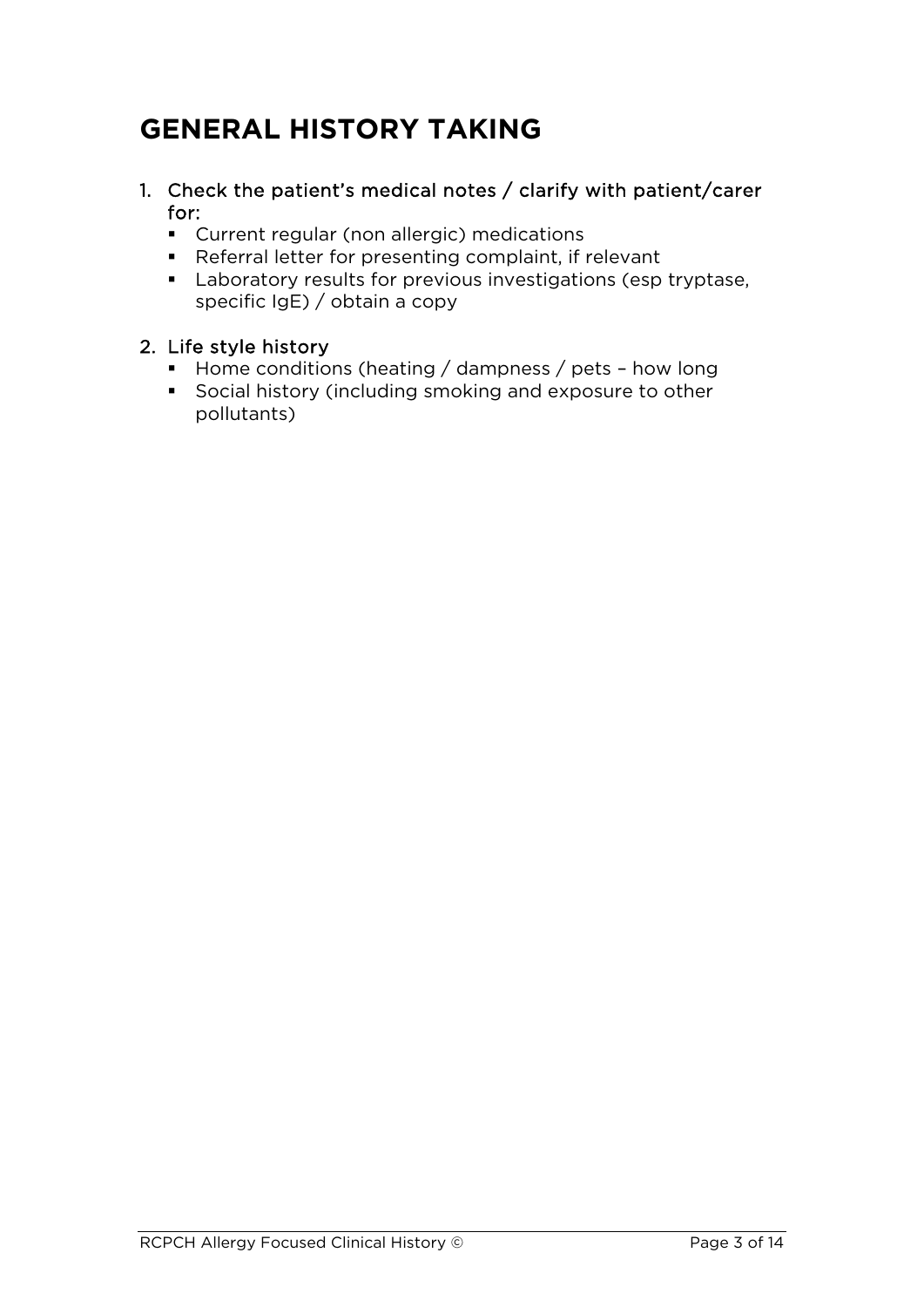# GENERAL HISTORY TAKING

1. Check the patient's medical notes / clarify with patient/carer for:
   - Current regular (non allergic) medications
   - Referral letter for presenting complaint, if relevant
   - Laboratory results for previous investigations (esp tryptase, specific IgE) / obtain a copy

2. Life style history
   - Home conditions (heating / dampness / pets – how long
   - Social history (including smoking and exposure to other pollutants)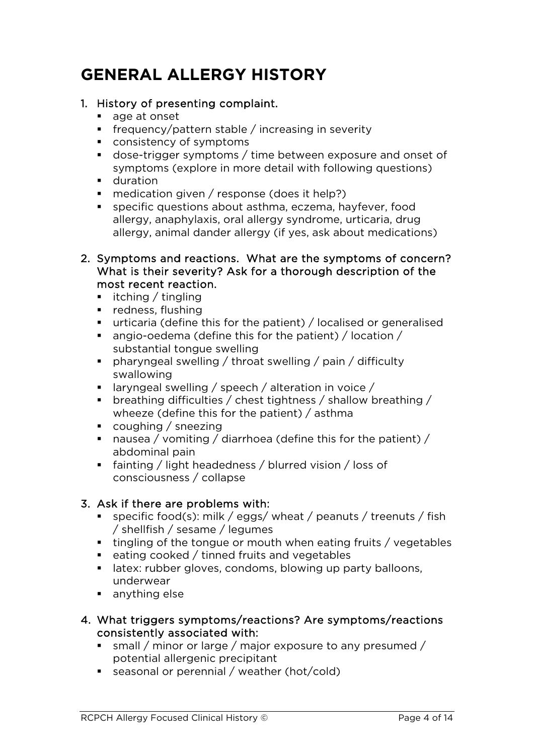# GENERAL ALLERGY HISTORY

1. History of presenting complaint.
   - age at onset
   - frequency/pattern stable / increasing in severity
   - consistency of symptoms
   - dose-trigger symptoms / time between exposure and onset of symptoms (explore in more detail with following questions)
   - duration
   - medication given / response (does it help?)
   - specific questions about asthma, eczema, hayfever, food allergy, anaphylaxis, oral allergy syndrome, urticaria, drug allergy, animal dander allergy (if yes, ask about medications)

2. Symptoms and reactions. What are the symptoms of concern? What is their severity? Ask for a thorough description of the most recent reaction.
   - itching / tingling
   - redness, flushing
   - urticaria (define this for the patient) / localised or generalised
   - angio-oedema (define this for the patient) / location / substantial tongue swelling
   - pharyngeal swelling / throat swelling / pain / difficulty swallowing
   - laryngeal swelling / speech / alteration in voice /
   - breathing difficulties / chest tightness / shallow breathing / wheeze (define this for the patient) / asthma
   - coughing / sneezing
   - nausea / vomiting / diarrhoea (define this for the patient) / abdominal pain
   - fainting / light headedness / blurred vision / loss of consciousness / collapse

3. Ask if there are problems with:
   - specific food(s): milk / eggs/ wheat / peanuts / treenuts / fish / shellfish / sesame / legumes
   - tingling of the tongue or mouth when eating fruits / vegetables
   - eating cooked / tinned fruits and vegetables
   - latex: rubber gloves, condoms, blowing up party balloons, underwear
   - anything else

4. What triggers symptoms/reactions? Are symptoms/reactions consistently associated with:
   - small / minor or large / major exposure to any presumed / potential allergenic precipitant
   - seasonal or perennial / weather (hot/cold)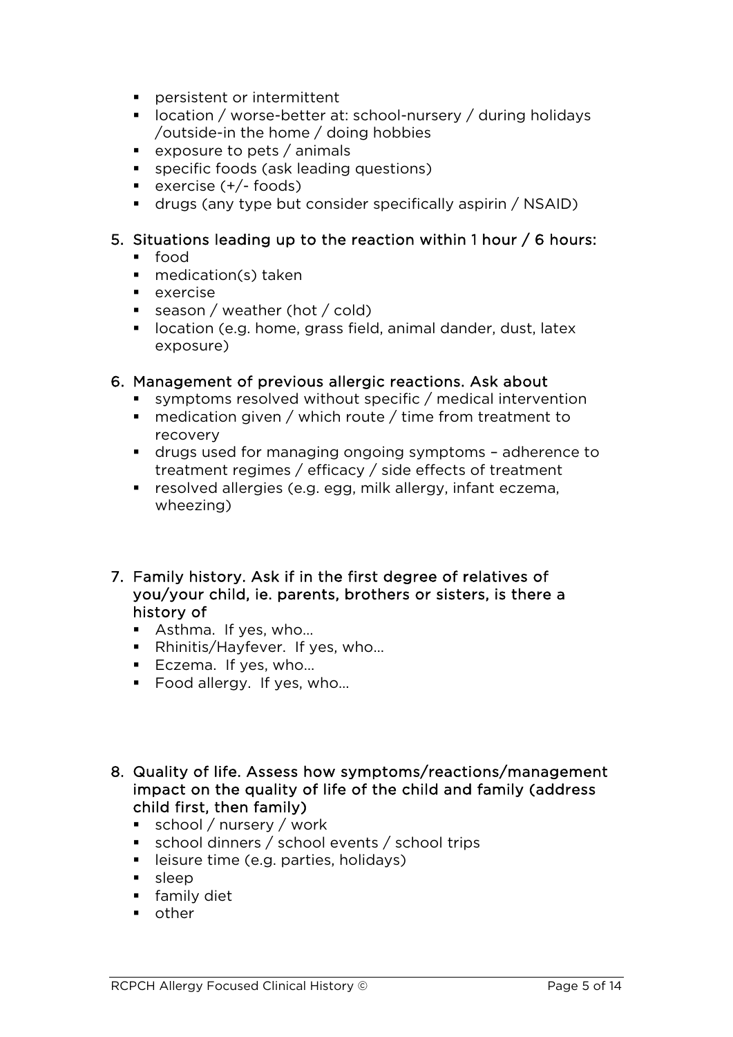- persistent or intermittent
- location / worse-better at: school-nursery / during holidays /outside-in the home / doing hobbies
- exposure to pets / animals
- specific foods (ask leading questions)
- exercise (+/- foods)
- drugs (any type but consider specifically aspirin / NSAID)

5. **Situations leading up to the reaction within 1 hour / 6 hours:**
   - food
   - medication(s) taken
   - exercise
   - season / weather (hot / cold)
   - location (e.g. home, grass field, animal dander, dust, latex exposure)

6. **Management of previous allergic reactions. Ask about**
   - symptoms resolved without specific / medical intervention
   - medication given / which route / time from treatment to recovery
   - drugs used for managing ongoing symptoms – adherence to treatment regimes / efficacy / side effects of treatment
   - resolved allergies (e.g. egg, milk allergy, infant eczema, wheezing)

7. **Family history. Ask if in the first degree of relatives of you/your child, ie. parents, brothers or sisters, is there a history of**
   - Asthma. If yes, who…
   - Rhinitis/Hayfever. If yes, who…
   - Eczema. If yes, who…
   - Food allergy. If yes, who…

8. **Quality of life. Assess how symptoms/reactions/management impact on the quality of life of the child and family (address child first, then family)**
   - school / nursery / work
   - school dinners / school events / school trips
   - leisure time (e.g. parties, holidays)
   - sleep
   - family diet
   - other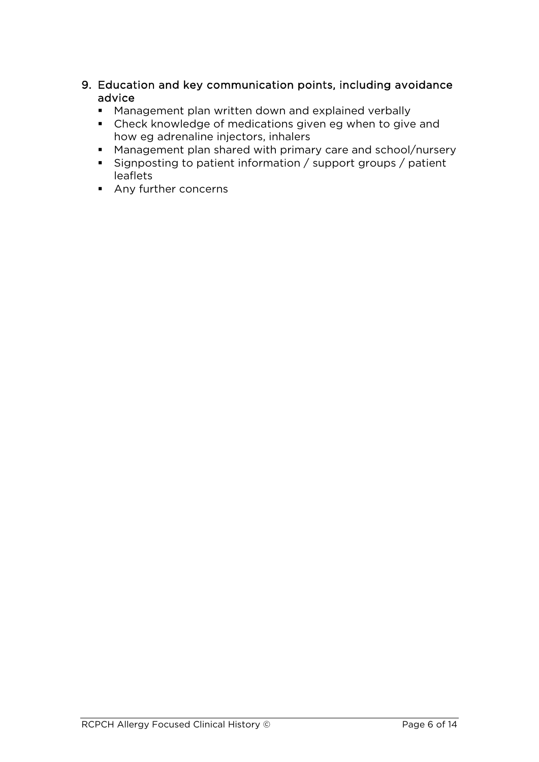9. Education and key communication points, including avoidance advice
   - Management plan written down and explained verbally
   - Check knowledge of medications given eg when to give and how eg adrenaline injectors, inhalers
   - Management plan shared with primary care and school/nursery
   - Signposting to patient information / support groups / patient leaflets
   - Any further concerns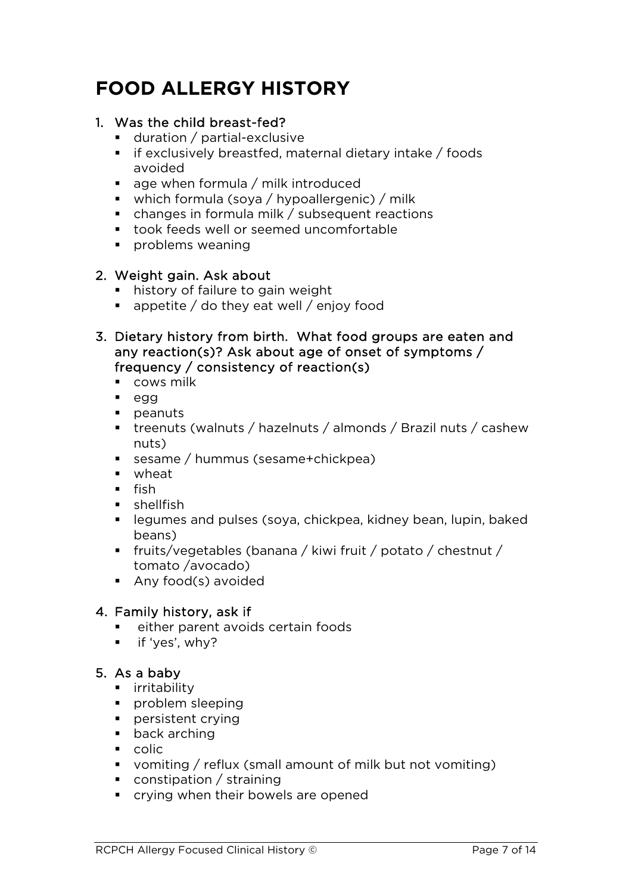# FOOD ALLERGY HISTORY

1. Was the child breast-fed?
   - duration / partial-exclusive
   - if exclusively breastfed, maternal dietary intake / foods avoided
   - age when formula / milk introduced
   - which formula (soya / hypoallergenic) / milk
   - changes in formula milk / subsequent reactions
   - took feeds well or seemed uncomfortable
   - problems weaning

2. Weight gain. Ask about
   - history of failure to gain weight
   - appetite / do they eat well / enjoy food

3. Dietary history from birth. What food groups are eaten and any reaction(s)? Ask about age of onset of symptoms / frequency / consistency of reaction(s)
   - cows milk
   - egg
   - peanuts
   - treenuts (walnuts / hazelnuts / almonds / Brazil nuts / cashew nuts)
   - sesame / hummus (sesame+chickpea)
   - wheat
   - fish
   - shellfish
   - legumes and pulses (soya, chickpea, kidney bean, lupin, baked beans)
   - fruits/vegetables (banana / kiwi fruit / potato / chestnut / tomato /avocado)
   - Any food(s) avoided

4. Family history, ask if
   - either parent avoids certain foods
   - if 'yes', why?

5. As a baby
   - irritability
   - problem sleeping
   - persistent crying
   - back arching
   - colic
   - vomiting / reflux (small amount of milk but not vomiting)
   - constipation / straining
   - crying when their bowels are opened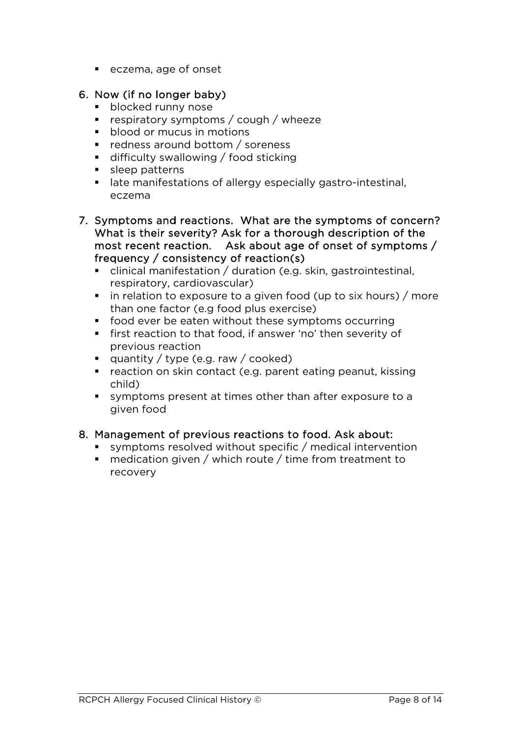- eczema, age of onset

6. Now (if no longer baby)
   - blocked runny nose
   - respiratory symptoms / cough / wheeze
   - blood or mucus in motions
   - redness around bottom / soreness
   - difficulty swallowing / food sticking
   - sleep patterns
   - late manifestations of allergy especially gastro-intestinal, eczema

7. Symptoms and reactions. What are the symptoms of concern? What is their severity? Ask for a thorough description of the most recent reaction. Ask about age of onset of symptoms / frequency / consistency of reaction(s)
   - clinical manifestation / duration (e.g. skin, gastrointestinal, respiratory, cardiovascular)
   - in relation to exposure to a given food (up to six hours) / more than one factor (e.g food plus exercise)
   - food ever be eaten without these symptoms occurring
   - first reaction to that food, if answer 'no' then severity of previous reaction
   - quantity / type (e.g. raw / cooked)
   - reaction on skin contact (e.g. parent eating peanut, kissing child)
   - symptoms present at times other than after exposure to a given food

8. Management of previous reactions to food. Ask about:
   - symptoms resolved without specific / medical intervention
   - medication given / which route / time from treatment to recovery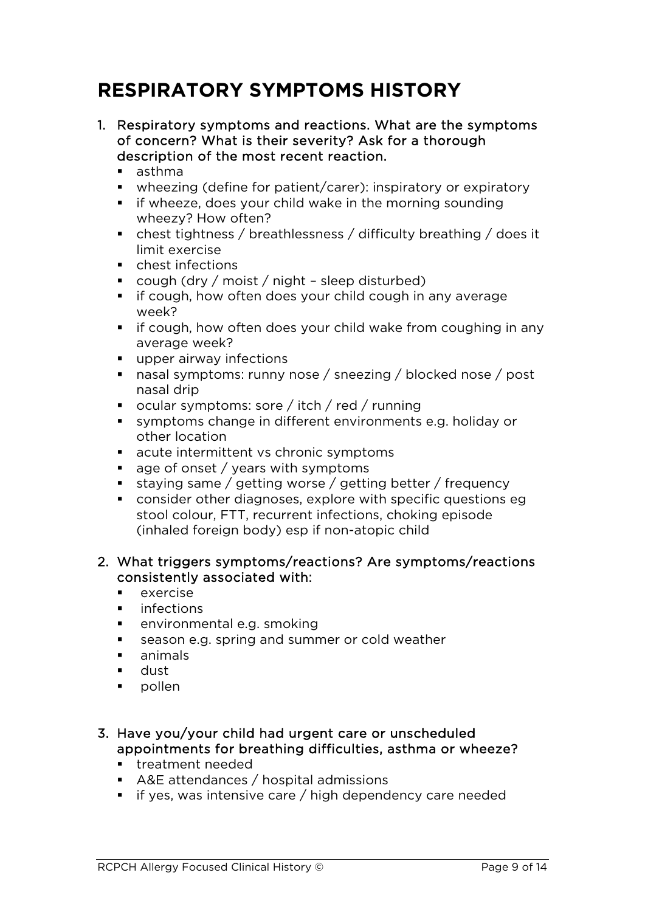# RESPIRATORY SYMPTOMS HISTORY

1. Respiratory symptoms and reactions. What are the symptoms of concern? What is their severity? Ask for a thorough description of the most recent reaction.
   - asthma
   - wheezing (define for patient/carer): inspiratory or expiratory
   - if wheeze, does your child wake in the morning sounding wheezy? How often?
   - chest tightness / breathlessness / difficulty breathing / does it limit exercise
   - chest infections
   - cough (dry / moist / night – sleep disturbed)
   - if cough, how often does your child cough in any average week?
   - if cough, how often does your child wake from coughing in any average week?
   - upper airway infections
   - nasal symptoms: runny nose / sneezing / blocked nose / post nasal drip
   - ocular symptoms: sore / itch / red / running
   - symptoms change in different environments e.g. holiday or other location
   - acute intermittent vs chronic symptoms
   - age of onset / years with symptoms
   - staying same / getting worse / getting better / frequency
   - consider other diagnoses, explore with specific questions eg stool colour, FTT, recurrent infections, choking episode (inhaled foreign body) esp if non-atopic child

2. What triggers symptoms/reactions? Are symptoms/reactions consistently associated with:
   - exercise
   - infections
   - environmental e.g. smoking
   - season e.g. spring and summer or cold weather
   - animals
   - dust
   - pollen

3. Have you/your child had urgent care or unscheduled appointments for breathing difficulties, asthma or wheeze?
   - treatment needed
   - A&E attendances / hospital admissions
   - if yes, was intensive care / high dependency care needed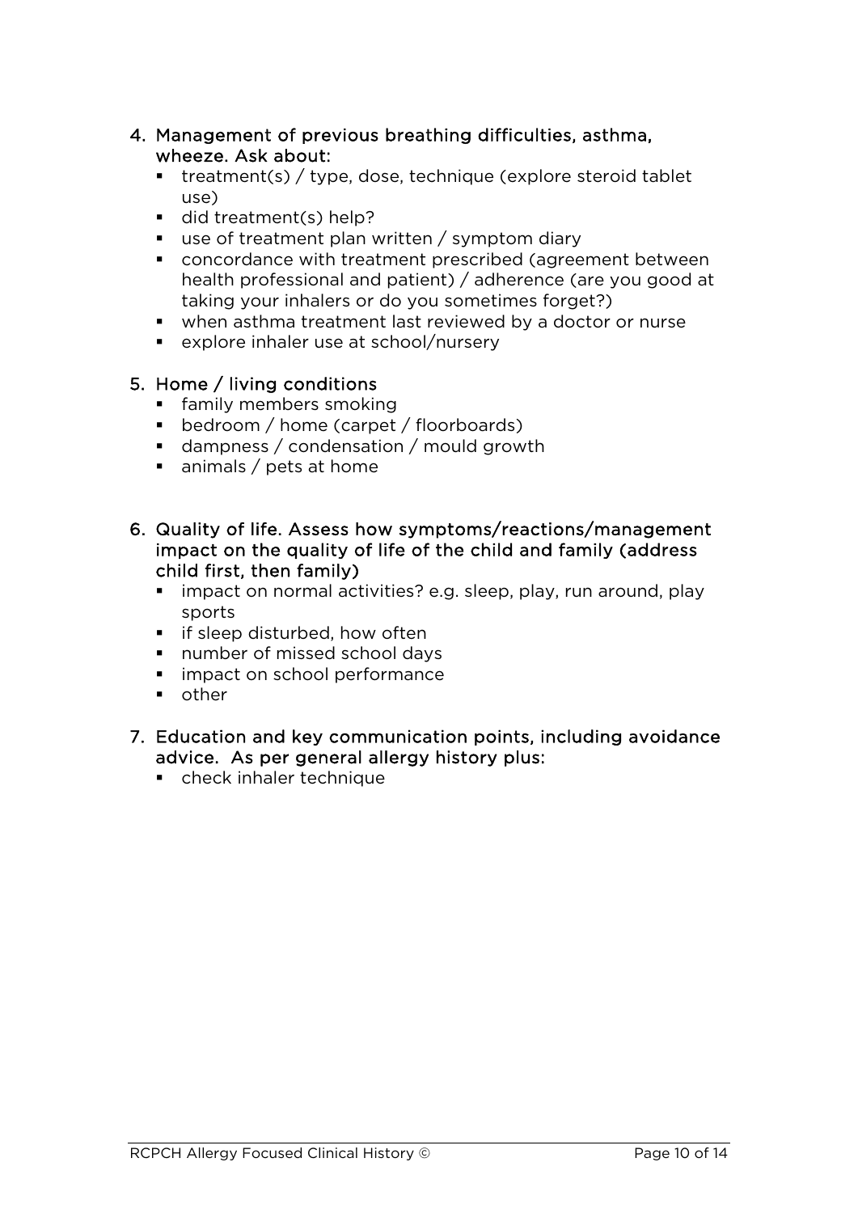4. Management of previous breathing difficulties, asthma, wheeze. Ask about:
   - treatment(s) / type, dose, technique (explore steroid tablet use)
   - did treatment(s) help?
   - use of treatment plan written / symptom diary
   - concordance with treatment prescribed (agreement between health professional and patient) / adherence (are you good at taking your inhalers or do you sometimes forget?)
   - when asthma treatment last reviewed by a doctor or nurse
   - explore inhaler use at school/nursery

5. Home / living conditions
   - family members smoking
   - bedroom / home (carpet / floorboards)
   - dampness / condensation / mould growth
   - animals / pets at home

6. Quality of life. Assess how symptoms/reactions/management impact on the quality of life of the child and family (address child first, then family)
   - impact on normal activities? e.g. sleep, play, run around, play sports
   - if sleep disturbed, how often
   - number of missed school days
   - impact on school performance
   - other

7. Education and key communication points, including avoidance advice. As per general allergy history plus:
   - check inhaler technique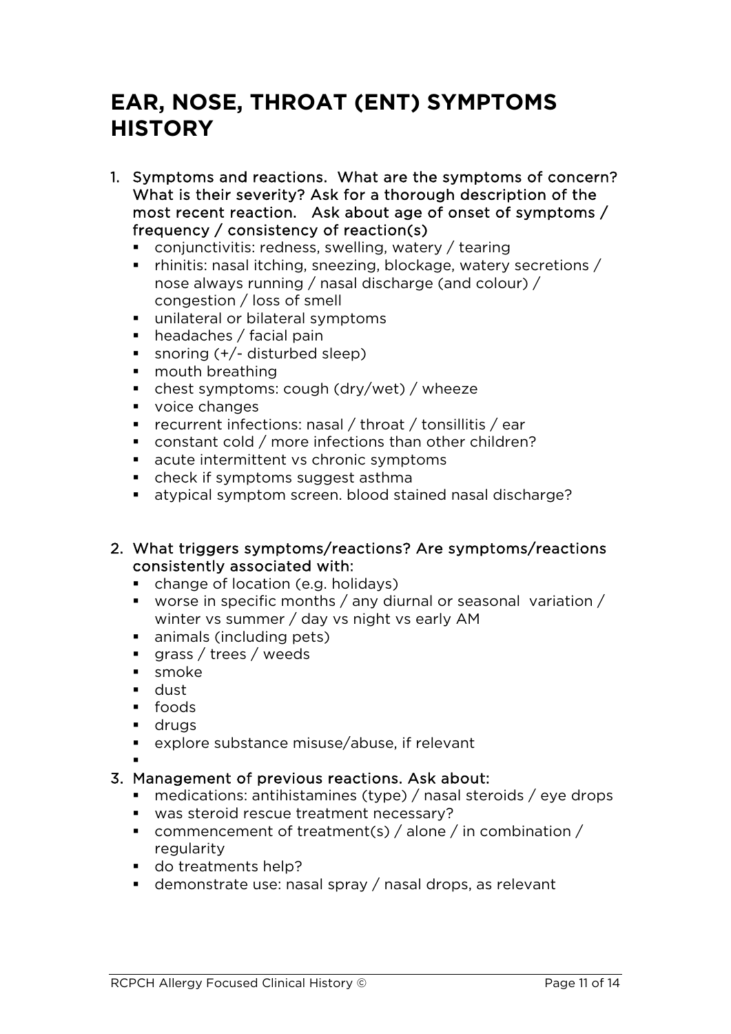# EAR, NOSE, THROAT (ENT) SYMPTOMS HISTORY

1. Symptoms and reactions. What are the symptoms of concern? What is their severity? Ask for a thorough description of the most recent reaction. Ask about age of onset of symptoms / frequency / consistency of reaction(s)
   - conjunctivitis: redness, swelling, watery / tearing
   - rhinitis: nasal itching, sneezing, blockage, watery secretions / nose always running / nasal discharge (and colour) / congestion / loss of smell
   - unilateral or bilateral symptoms
   - headaches / facial pain
   - snoring (+/- disturbed sleep)
   - mouth breathing
   - chest symptoms: cough (dry/wet) / wheeze
   - voice changes
   - recurrent infections: nasal / throat / tonsillitis / ear
   - constant cold / more infections than other children?
   - acute intermittent vs chronic symptoms
   - check if symptoms suggest asthma
   - atypical symptom screen. blood stained nasal discharge?

2. What triggers symptoms/reactions? Are symptoms/reactions consistently associated with:
   - change of location (e.g. holidays)
   - worse in specific months / any diurnal or seasonal variation / winter vs summer / day vs night vs early AM
   - animals (including pets)
   - grass / trees / weeds
   - smoke
   - dust
   - foods
   - drugs
   - explore substance misuse/abuse, if relevant

3. Management of previous reactions. Ask about:
   - medications: antihistamines (type) / nasal steroids / eye drops
   - was steroid rescue treatment necessary?
   - commencement of treatment(s) / alone / in combination / regularity
   - do treatments help?
   - demonstrate use: nasal spray / nasal drops, as relevant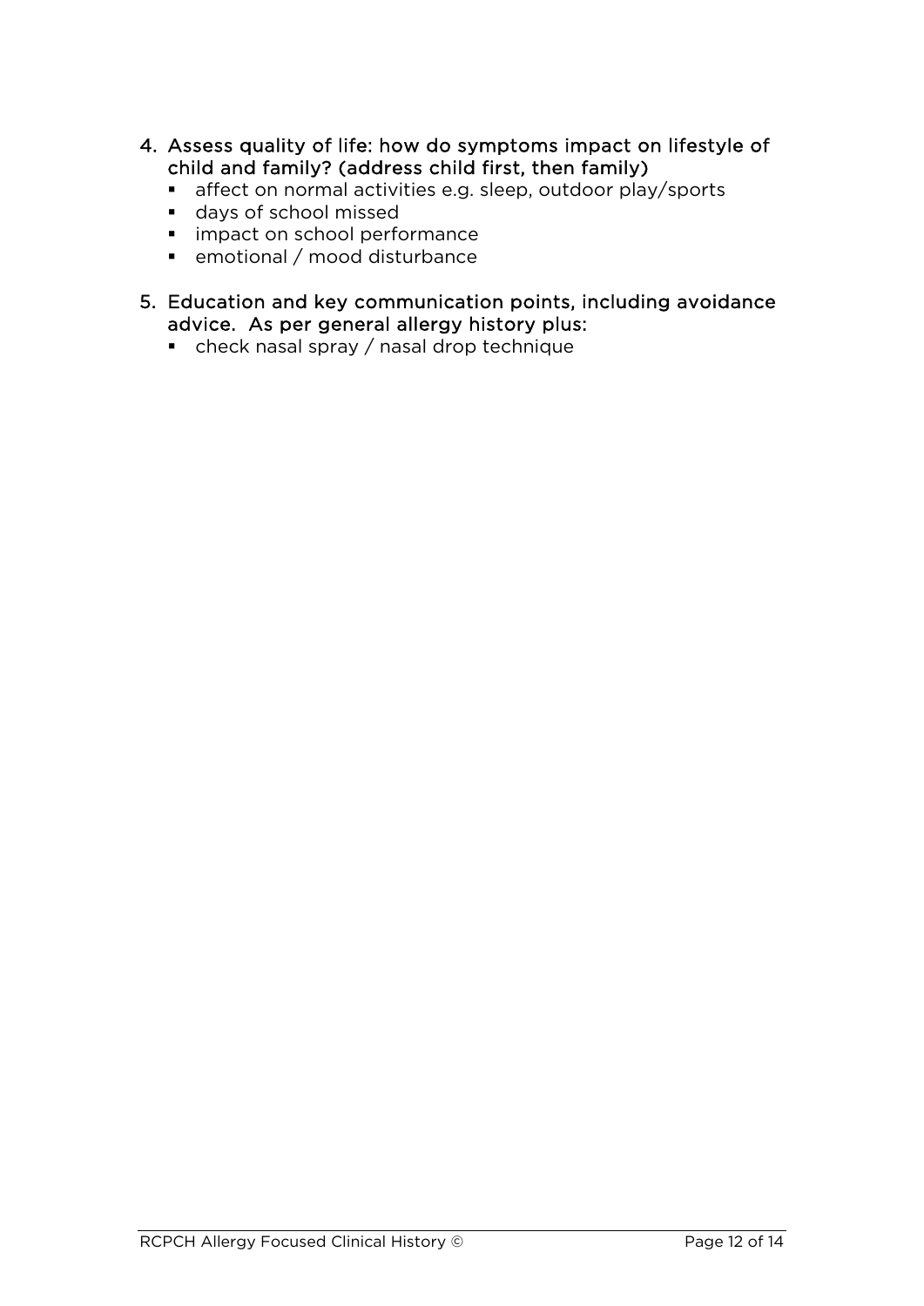4. Assess quality of life: how do symptoms impact on lifestyle of child and family? (address child first, then family)
   - affect on normal activities e.g. sleep, outdoor play/sports
   - days of school missed
   - impact on school performance
   - emotional / mood disturbance

5. Education and key communication points, including avoidance advice. As per general allergy history plus:
   - check nasal spray / nasal drop technique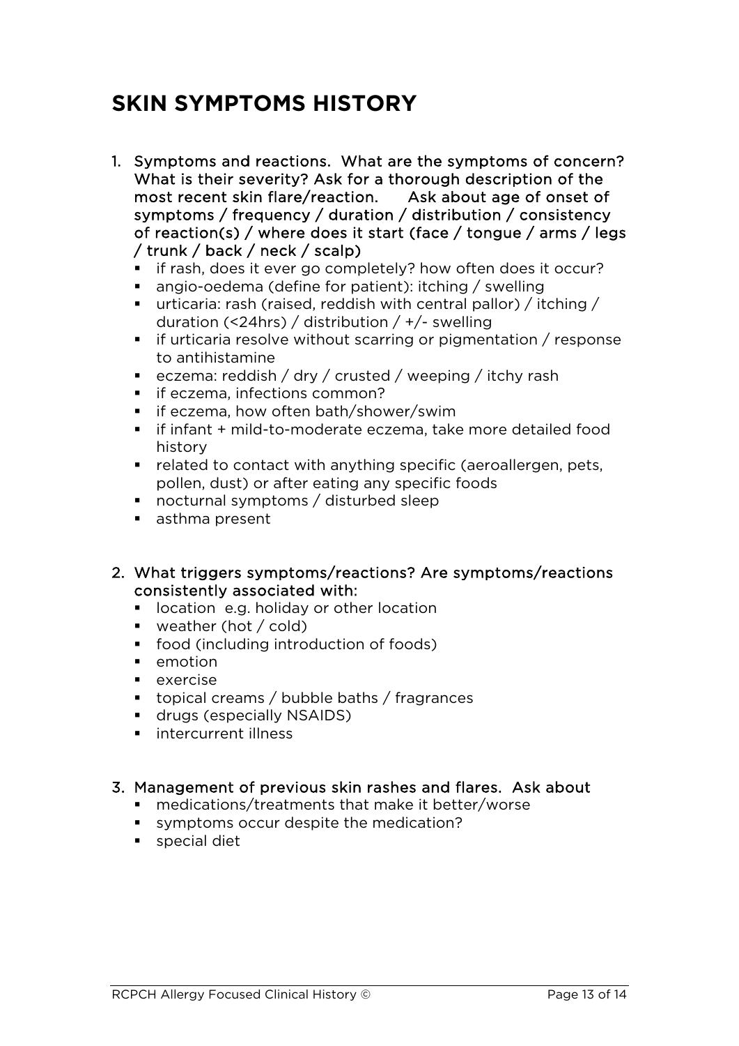# SKIN SYMPTOMS HISTORY

1. Symptoms and reactions. What are the symptoms of concern? What is their severity? Ask for a thorough description of the most recent skin flare/reaction. Ask about age of onset of symptoms / frequency / duration / distribution / consistency of reaction(s) / where does it start (face / tongue / arms / legs / trunk / back / neck / scalp)
   - if rash, does it ever go completely? how often does it occur?
   - angio-oedema (define for patient): itching / swelling
   - urticaria: rash (raised, reddish with central pallor) / itching / duration (<24hrs) / distribution / +/- swelling
   - if urticaria resolve without scarring or pigmentation / response to antihistamine
   - eczema: reddish / dry / crusted / weeping / itchy rash
   - if eczema, infections common?
   - if eczema, how often bath/shower/swim
   - if infant + mild-to-moderate eczema, take more detailed food history
   - related to contact with anything specific (aeroallergen, pets, pollen, dust) or after eating any specific foods
   - nocturnal symptoms / disturbed sleep
   - asthma present

2. What triggers symptoms/reactions? Are symptoms/reactions consistently associated with:
   - location e.g. holiday or other location
   - weather (hot / cold)
   - food (including introduction of foods)
   - emotion
   - exercise
   - topical creams / bubble baths / fragrances
   - drugs (especially NSAIDS)
   - intercurrent illness

3. Management of previous skin rashes and flares. Ask about
   - medications/treatments that make it better/worse
   - symptoms occur despite the medication?
   - special diet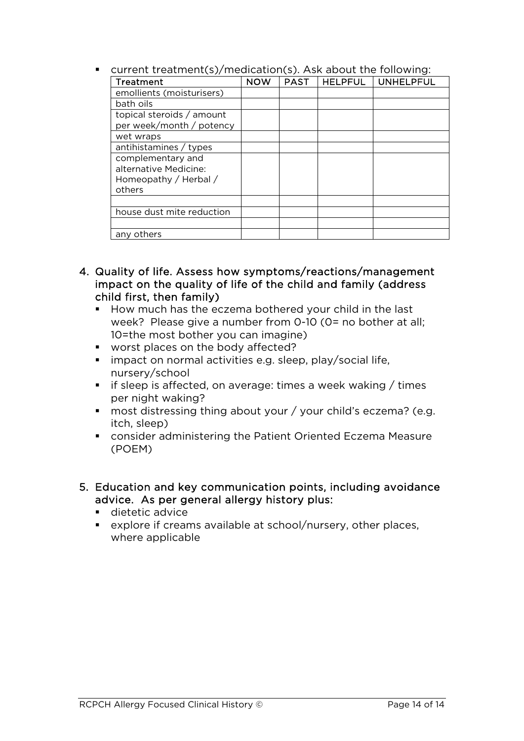- current treatment(s)/medication(s). Ask about the following:

| Treatment | NOW | PAST | HELPFUL | UNHELPFUL |
|---|---|---|---|---|
| emollients (moisturisers) | | | | |
| bath oils | | | | |
| topical steroids / amount per week/month / potency | | | | |
| wet wraps | | | | |
| antihistamines / types | | | | |
| complementary and alternative Medicine: Homeopathy / Herbal / others | | | | |
| | | | | |
| house dust mite reduction | | | | |
| | | | | |
| any others | | | | |

4. **Quality of life. Assess how symptoms/reactions/management impact on the quality of life of the child and family (address child first, then family)**
   - How much has the eczema bothered your child in the last week? Please give a number from 0-10 (0= no bother at all; 10=the most bother you can imagine)
   - worst places on the body affected?
   - impact on normal activities e.g. sleep, play/social life, nursery/school
   - if sleep is affected, on average: times a week waking / times per night waking?
   - most distressing thing about your / your child's eczema? (e.g. itch, sleep)
   - consider administering the Patient Oriented Eczema Measure (POEM)

5. **Education and key communication points, including avoidance advice. As per general allergy history plus:**
   - dietetic advice
   - explore if creams available at school/nursery, other places, where applicable